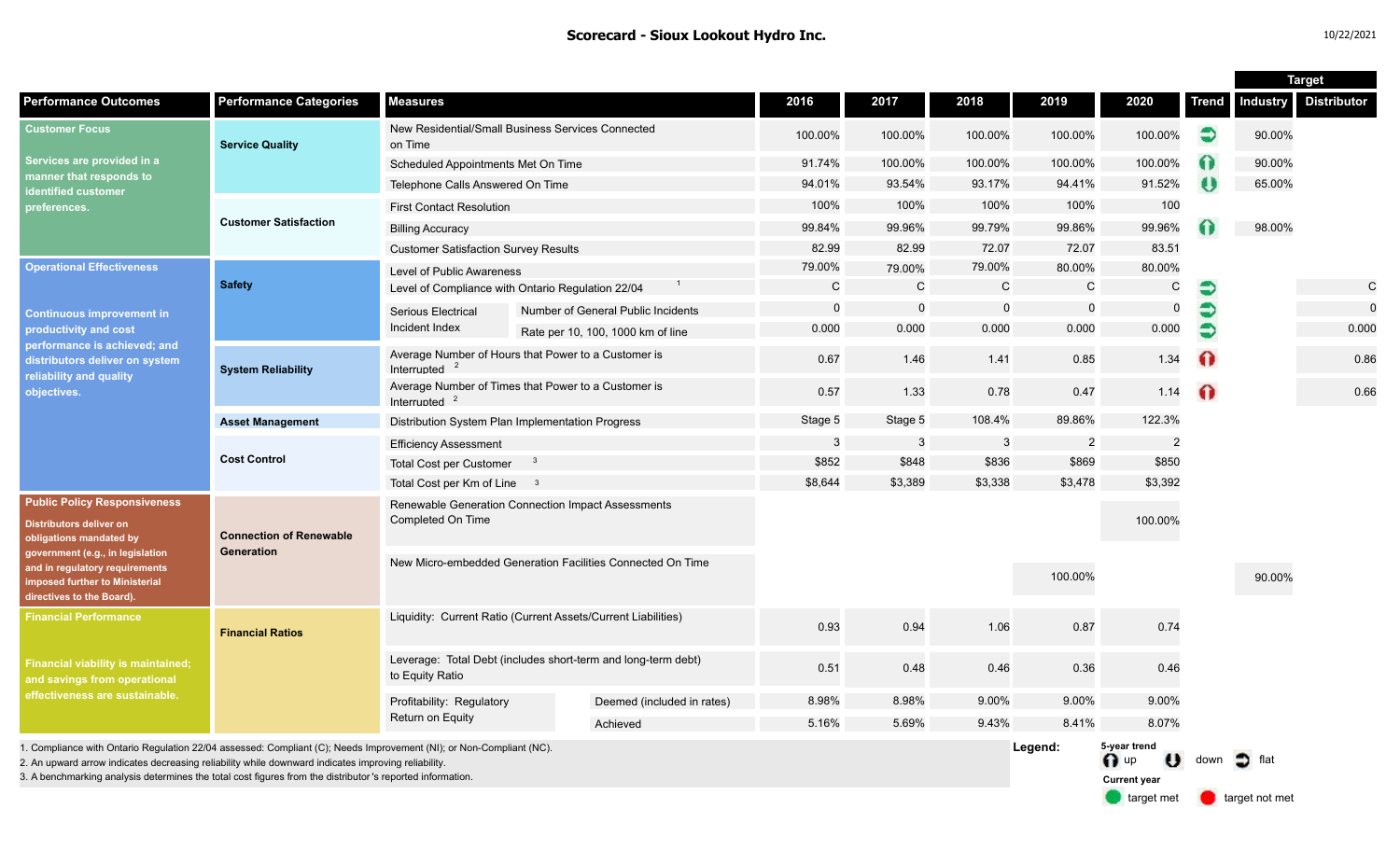# Scorecard - Sioux Lookout Hydro Inc.

10/22/2021

| Performance Outcomes | Performance Categories | Measures | | 2016 | 2017 | 2018 | 2019 | 2020 | Trend | Target Industry | Target Distributor |
|---|---|---|---|---|---|---|---|---|---|---|---|
| **Customer Focus** Services are provided in a manner that responds to identified customer preferences. | Service Quality | New Residential/Small Business Services Connected on Time | | 100.00% | 100.00% | 100.00% | 100.00% | 100.00% | flat | 90.00% | |
| | | Scheduled Appointments Met On Time | | 91.74% | 100.00% | 100.00% | 100.00% | 100.00% | up | 90.00% | |
| | | Telephone Calls Answered On Time | | 94.01% | 93.54% | 93.17% | 94.41% | 91.52% | down | 65.00% | |
| | Customer Satisfaction | First Contact Resolution | | 100% | 100% | 100% | 100% | 100 | | | |
| | | Billing Accuracy | | 99.84% | 99.96% | 99.79% | 99.86% | 99.96% | up | 98.00% | |
| | | Customer Satisfaction Survey Results | | 82.99 | 82.99 | 72.07 | 72.07 | 83.51 | | | |
| **Operational Effectiveness** Continuous improvement in productivity and cost performance is achieved; and distributors deliver on system reliability and quality objectives. | Safety | Level of Public Awareness | | 79.00% | 79.00% | 79.00% | 80.00% | 80.00% | | | |
| | | Level of Compliance with Ontario Regulation 22/04 [1] | | C | C | C | C | C | flat | | C |
| | | Serious Electrical Incident Index | Number of General Public Incidents | 0 | 0 | 0 | 0 | 0 | flat | | 0 |
| | | | Rate per 10, 100, 1000 km of line | 0.000 | 0.000 | 0.000 | 0.000 | 0.000 | flat | | 0.000 |
| | System Reliability | Average Number of Hours that Power to a Customer is Interrupted [2] | | 0.67 | 1.46 | 1.41 | 0.85 | 1.34 | up (target not met) | | 0.86 |
| | | Average Number of Times that Power to a Customer is Interrupted [2] | | 0.57 | 1.33 | 0.78 | 0.47 | 1.14 | up (target not met) | | 0.66 |
| | Asset Management | Distribution System Plan Implementation Progress | | Stage 5 | Stage 5 | 108.4% | 89.86% | 122.3% | | | |
| | Cost Control | Efficiency Assessment | | 3 | 3 | 3 | 2 | 2 | | | |
| | | Total Cost per Customer [3] | | $852 | $848 | $836 | $869 | $850 | | | |
| | | Total Cost per Km of Line [3] | | $8,644 | $3,389 | $3,338 | $3,478 | $3,392 | | | |
| **Public Policy Responsiveness** Distributors deliver on obligations mandated by government (e.g., in legislation and in regulatory requirements imposed further to Ministerial directives to the Board). | Connection of Renewable Generation | Renewable Generation Connection Impact Assessments Completed On Time | | | | | | 100.00% | | | |
| | | New Micro-embedded Generation Facilities Connected On Time | | | | | 100.00% | | | 90.00% | |
| **Financial Performance** Financial viability is maintained; and savings from operational effectiveness are sustainable. | Financial Ratios | Liquidity: Current Ratio (Current Assets/Current Liabilities) | | 0.93 | 0.94 | 1.06 | 0.87 | 0.74 | | | |
| | | Leverage: Total Debt (includes short-term and long-term debt) to Equity Ratio | | 0.51 | 0.48 | 0.46 | 0.36 | 0.46 | | | |
| | | Profitability: Regulatory Return on Equity | Deemed (included in rates) | 8.98% | 8.98% | 9.00% | 9.00% | 9.00% | | | |
| | | | Achieved | 5.16% | 5.69% | 9.43% | 8.41% | 8.07% | | | |

1. Compliance with Ontario Regulation 22/04 assessed: Compliant (C); Needs Improvement (NI); or Non-Compliant (NC).
2. An upward arrow indicates decreasing reliability while downward indicates improving reliability.
3. A benchmarking analysis determines the total cost figures from the distributor's reported information.

**Legend:**
5-year trend: up, down, flat
Current year: target met, target not met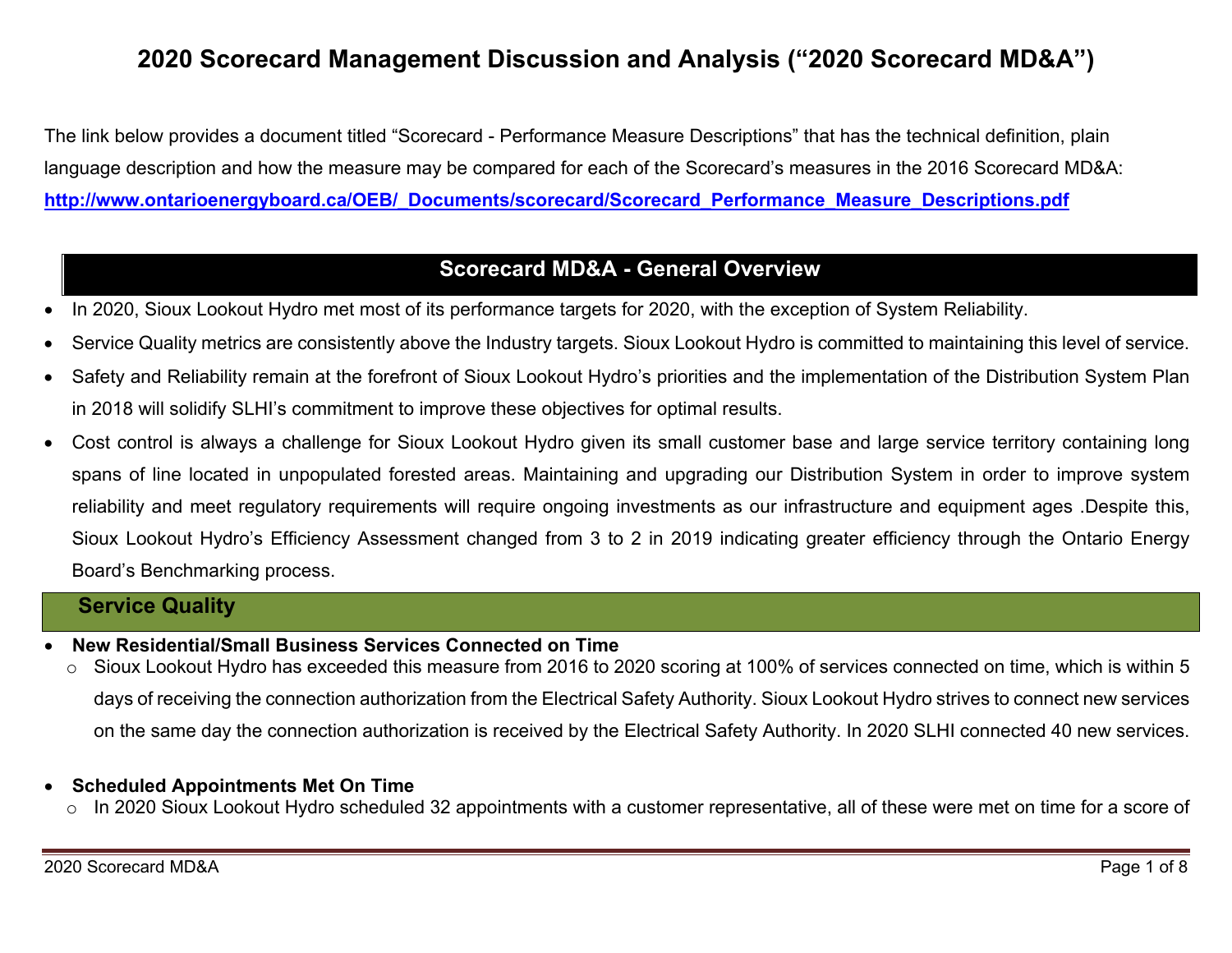# 2020 Scorecard Management Discussion and Analysis ("2020 Scorecard MD&A")

The link below provides a document titled "Scorecard - Performance Measure Descriptions" that has the technical definition, plain language description and how the measure may be compared for each of the Scorecard's measures in the 2016 Scorecard MD&A: **http://www.ontarioenergyboard.ca/OEB/_Documents/scorecard/Scorecard_Performance_Measure_Descriptions.pdf**

## Scorecard MD&A - General Overview

- In 2020, Sioux Lookout Hydro met most of its performance targets for 2020, with the exception of System Reliability.
- Service Quality metrics are consistently above the Industry targets. Sioux Lookout Hydro is committed to maintaining this level of service.
- Safety and Reliability remain at the forefront of Sioux Lookout Hydro's priorities and the implementation of the Distribution System Plan in 2018 will solidify SLHI's commitment to improve these objectives for optimal results.
- Cost control is always a challenge for Sioux Lookout Hydro given its small customer base and large service territory containing long spans of line located in unpopulated forested areas. Maintaining and upgrading our Distribution System in order to improve system reliability and meet regulatory requirements will require ongoing investments as our infrastructure and equipment ages .Despite this, Sioux Lookout Hydro's Efficiency Assessment changed from 3 to 2 in 2019 indicating greater efficiency through the Ontario Energy Board's Benchmarking process.

## Service Quality

- **New Residential/Small Business Services Connected on Time**
  - Sioux Lookout Hydro has exceeded this measure from 2016 to 2020 scoring at 100% of services connected on time, which is within 5 days of receiving the connection authorization from the Electrical Safety Authority. Sioux Lookout Hydro strives to connect new services on the same day the connection authorization is received by the Electrical Safety Authority. In 2020 SLHI connected 40 new services.

- **Scheduled Appointments Met On Time**
  - In 2020 Sioux Lookout Hydro scheduled 32 appointments with a customer representative, all of these were met on time for a score of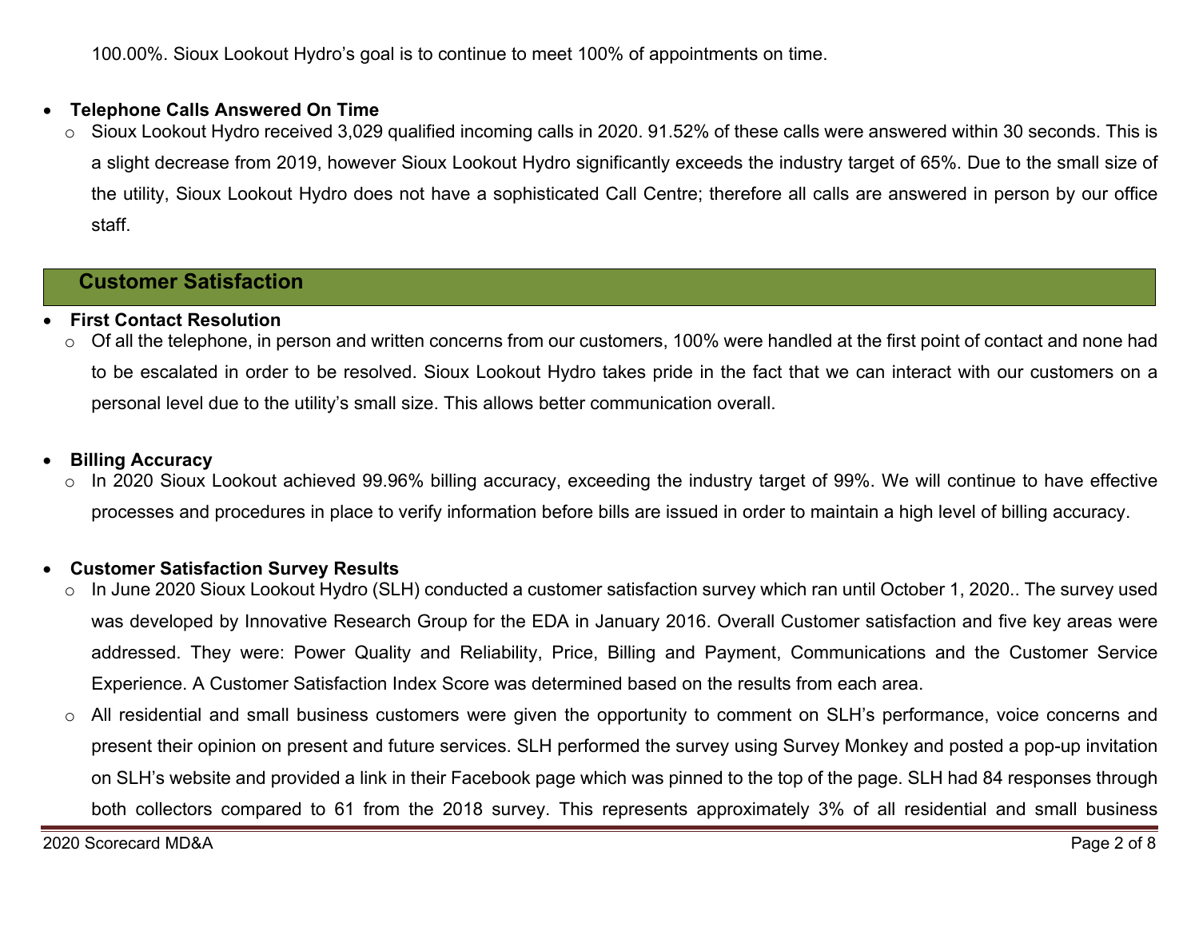100.00%. Sioux Lookout Hydro's goal is to continue to meet 100% of appointments on time.

- **Telephone Calls Answered On Time**
  - Sioux Lookout Hydro received 3,029 qualified incoming calls in 2020. 91.52% of these calls were answered within 30 seconds. This is a slight decrease from 2019, however Sioux Lookout Hydro significantly exceeds the industry target of 65%. Due to the small size of the utility, Sioux Lookout Hydro does not have a sophisticated Call Centre; therefore all calls are answered in person by our office staff.

## Customer Satisfaction

- **First Contact Resolution**
  - Of all the telephone, in person and written concerns from our customers, 100% were handled at the first point of contact and none had to be escalated in order to be resolved. Sioux Lookout Hydro takes pride in the fact that we can interact with our customers on a personal level due to the utility's small size. This allows better communication overall.

- **Billing Accuracy**
  - In 2020 Sioux Lookout achieved 99.96% billing accuracy, exceeding the industry target of 99%. We will continue to have effective processes and procedures in place to verify information before bills are issued in order to maintain a high level of billing accuracy.

- **Customer Satisfaction Survey Results**
  - In June 2020 Sioux Lookout Hydro (SLH) conducted a customer satisfaction survey which ran until October 1, 2020.. The survey used was developed by Innovative Research Group for the EDA in January 2016. Overall Customer satisfaction and five key areas were addressed. They were: Power Quality and Reliability, Price, Billing and Payment, Communications and the Customer Service Experience. A Customer Satisfaction Index Score was determined based on the results from each area.
  - All residential and small business customers were given the opportunity to comment on SLH's performance, voice concerns and present their opinion on present and future services. SLH performed the survey using Survey Monkey and posted a pop-up invitation on SLH's website and provided a link in their Facebook page which was pinned to the top of the page. SLH had 84 responses through both collectors compared to 61 from the 2018 survey. This represents approximately 3% of all residential and small business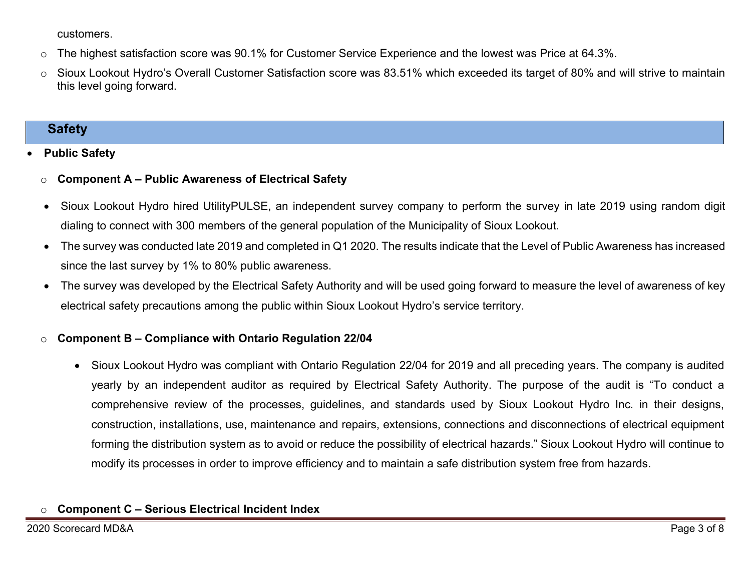customers.

- The highest satisfaction score was 90.1% for Customer Service Experience and the lowest was Price at 64.3%.
- Sioux Lookout Hydro's Overall Customer Satisfaction score was 83.51% which exceeded its target of 80% and will strive to maintain this level going forward.

## Safety

- **Public Safety**
  - **Component A – Public Awareness of Electrical Safety**
    - Sioux Lookout Hydro hired UtilityPULSE, an independent survey company to perform the survey in late 2019 using random digit dialing to connect with 300 members of the general population of the Municipality of Sioux Lookout.
    - The survey was conducted late 2019 and completed in Q1 2020. The results indicate that the Level of Public Awareness has increased since the last survey by 1% to 80% public awareness.
    - The survey was developed by the Electrical Safety Authority and will be used going forward to measure the level of awareness of key electrical safety precautions among the public within Sioux Lookout Hydro's service territory.
  - **Component B – Compliance with Ontario Regulation 22/04**
    - Sioux Lookout Hydro was compliant with Ontario Regulation 22/04 for 2019 and all preceding years. The company is audited yearly by an independent auditor as required by Electrical Safety Authority. The purpose of the audit is "To conduct a comprehensive review of the processes, guidelines, and standards used by Sioux Lookout Hydro Inc. in their designs, construction, installations, use, maintenance and repairs, extensions, connections and disconnections of electrical equipment forming the distribution system as to avoid or reduce the possibility of electrical hazards." Sioux Lookout Hydro will continue to modify its processes in order to improve efficiency and to maintain a safe distribution system free from hazards.
  - **Component C – Serious Electrical Incident Index**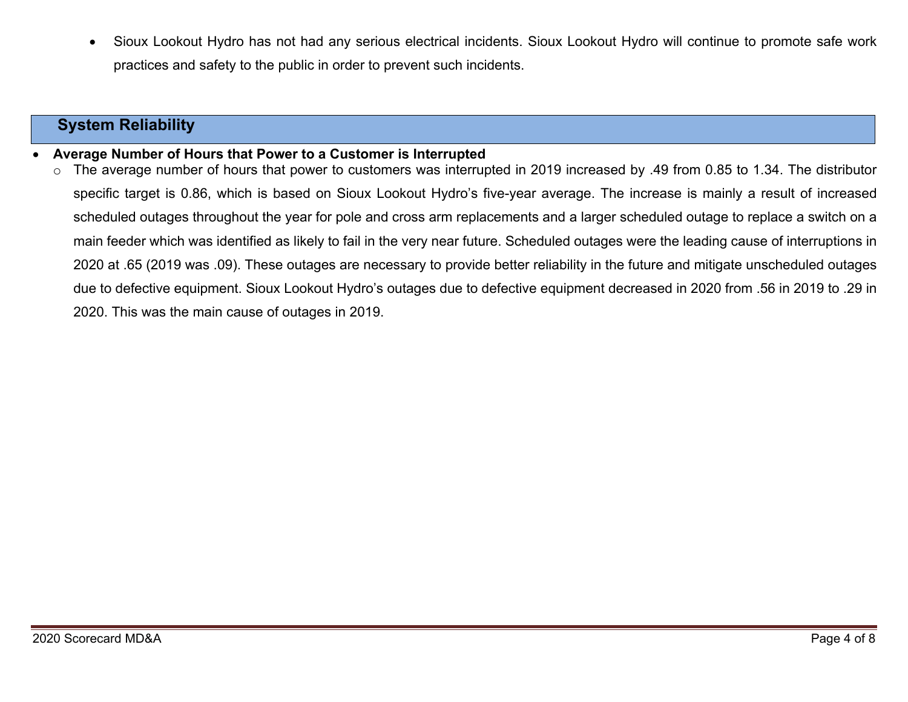- Sioux Lookout Hydro has not had any serious electrical incidents. Sioux Lookout Hydro will continue to promote safe work practices and safety to the public in order to prevent such incidents.

## System Reliability

- **Average Number of Hours that Power to a Customer is Interrupted**
  - The average number of hours that power to customers was interrupted in 2019 increased by .49 from 0.85 to 1.34. The distributor specific target is 0.86, which is based on Sioux Lookout Hydro's five-year average. The increase is mainly a result of increased scheduled outages throughout the year for pole and cross arm replacements and a larger scheduled outage to replace a switch on a main feeder which was identified as likely to fail in the very near future. Scheduled outages were the leading cause of interruptions in 2020 at .65 (2019 was .09). These outages are necessary to provide better reliability in the future and mitigate unscheduled outages due to defective equipment. Sioux Lookout Hydro's outages due to defective equipment decreased in 2020 from .56 in 2019 to .29 in 2020. This was the main cause of outages in 2019.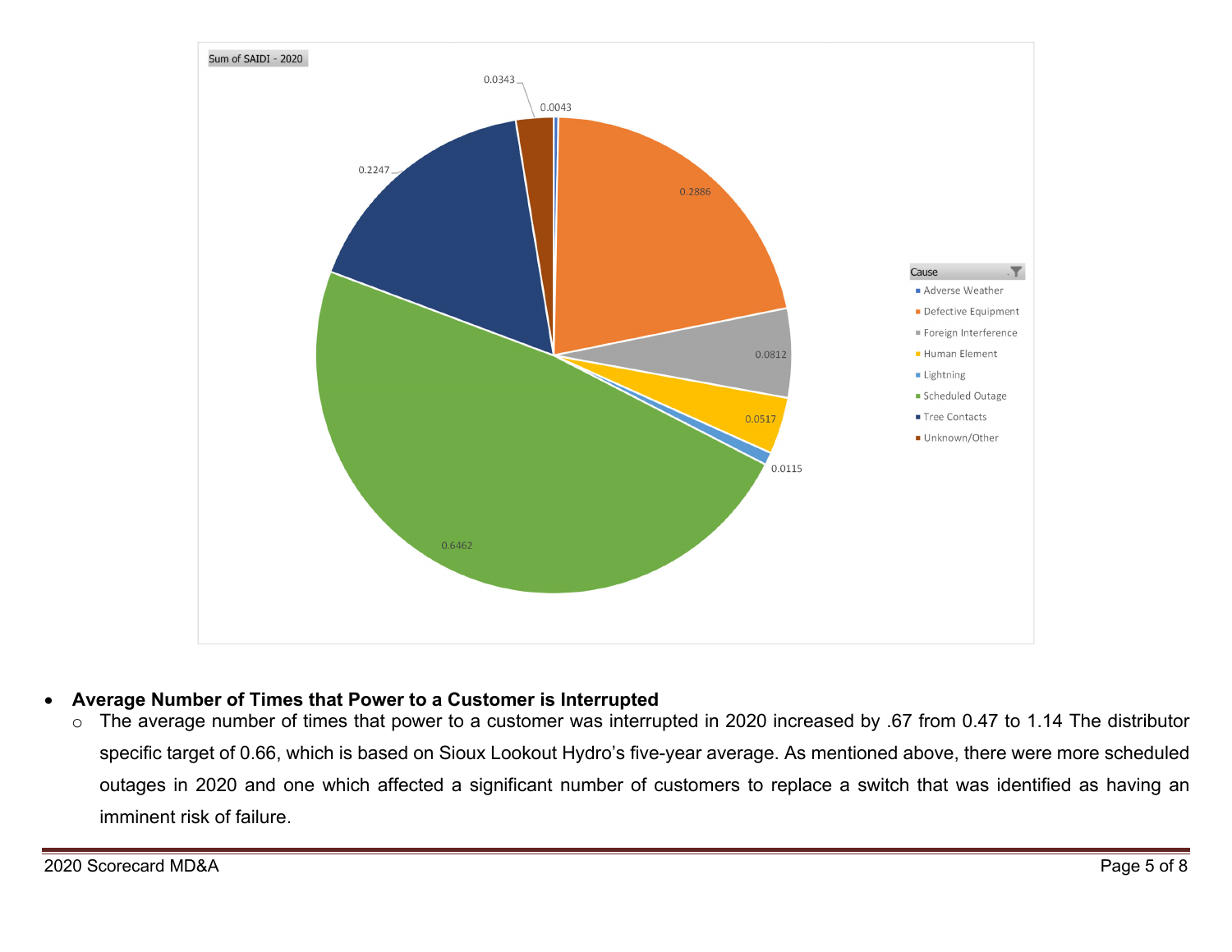**Sum of SAIDI - 2020**

| Cause | Sum of SAIDI - 2020 |
|---|---|
| Adverse Weather | 0.0043 |
| Defective Equipment | 0.2886 |
| Foreign Interference | 0.0812 |
| Human Element | 0.0517 |
| Lightning | 0.0115 |
| Scheduled Outage | 0.6462 |
| Tree Contacts | 0.2247 |
| Unknown/Other | 0.0343 |

- **Average Number of Times that Power to a Customer is Interrupted**
  - The average number of times that power to a customer was interrupted in 2020 increased by .67 from 0.47 to 1.14 The distributor specific target of 0.66, which is based on Sioux Lookout Hydro's five-year average. As mentioned above, there were more scheduled outages in 2020 and one which affected a significant number of customers to replace a switch that was identified as having an imminent risk of failure.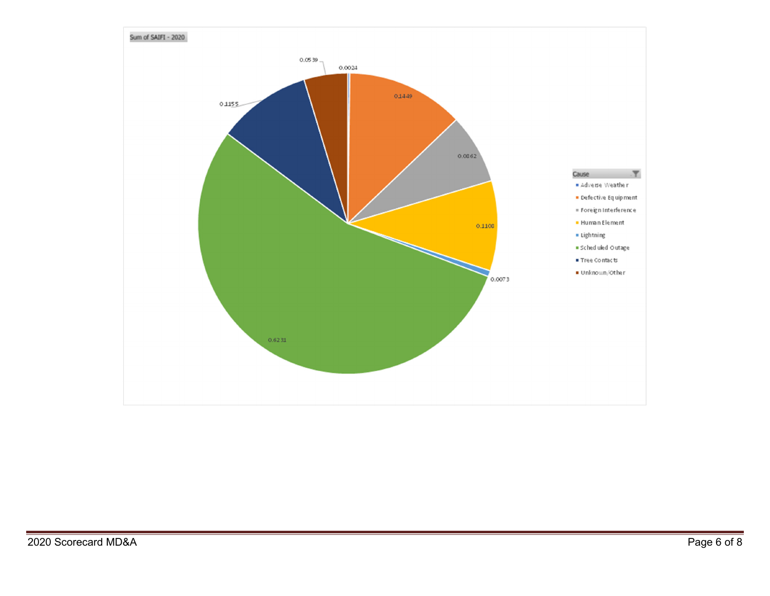Sum of SAIFI - 2020

| Cause | Sum of SAIFI - 2020 |
|---|---|
| Adverse Weather | 0.0024 |
| Defective Equipment | 0.1449 |
| Foreign Interference | 0.0862 |
| Human Element | 0.1108 |
| Lightning | 0.0073 |
| Scheduled Outage | 0.6231 |
| Tree Contacts | 0.1155 |
| Unknown/Other | 0.0539 |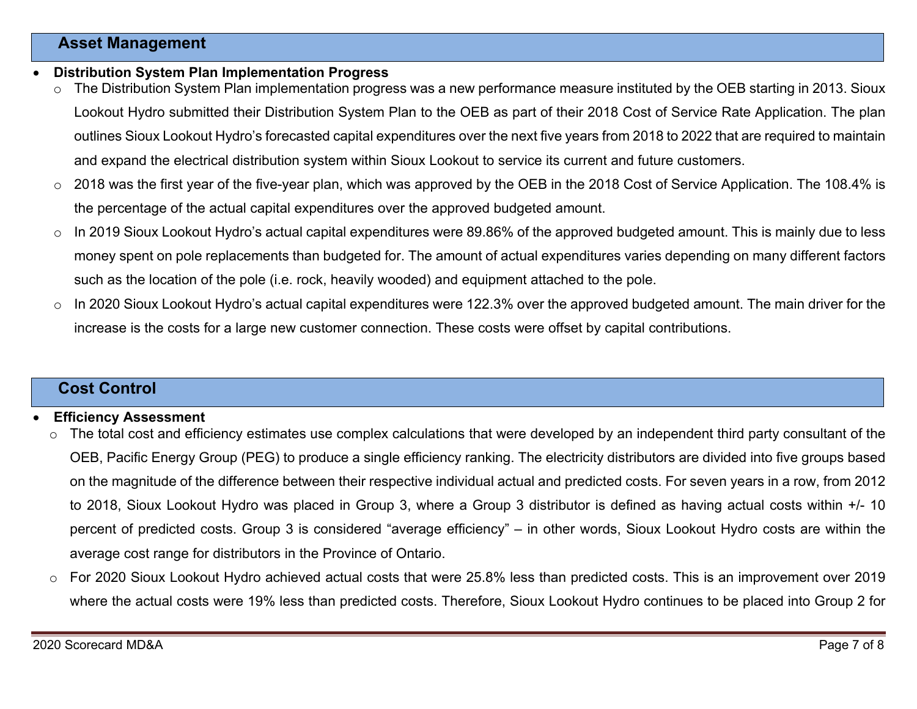## Asset Management

- **Distribution System Plan Implementation Progress**
  - The Distribution System Plan implementation progress was a new performance measure instituted by the OEB starting in 2013. Sioux Lookout Hydro submitted their Distribution System Plan to the OEB as part of their 2018 Cost of Service Rate Application. The plan outlines Sioux Lookout Hydro's forecasted capital expenditures over the next five years from 2018 to 2022 that are required to maintain and expand the electrical distribution system within Sioux Lookout to service its current and future customers.
  - 2018 was the first year of the five-year plan, which was approved by the OEB in the 2018 Cost of Service Application. The 108.4% is the percentage of the actual capital expenditures over the approved budgeted amount.
  - In 2019 Sioux Lookout Hydro's actual capital expenditures were 89.86% of the approved budgeted amount. This is mainly due to less money spent on pole replacements than budgeted for. The amount of actual expenditures varies depending on many different factors such as the location of the pole (i.e. rock, heavily wooded) and equipment attached to the pole.
  - In 2020 Sioux Lookout Hydro's actual capital expenditures were 122.3% over the approved budgeted amount. The main driver for the increase is the costs for a large new customer connection. These costs were offset by capital contributions.

## Cost Control

- **Efficiency Assessment**
  - The total cost and efficiency estimates use complex calculations that were developed by an independent third party consultant of the OEB, Pacific Energy Group (PEG) to produce a single efficiency ranking. The electricity distributors are divided into five groups based on the magnitude of the difference between their respective individual actual and predicted costs. For seven years in a row, from 2012 to 2018, Sioux Lookout Hydro was placed in Group 3, where a Group 3 distributor is defined as having actual costs within +/- 10 percent of predicted costs. Group 3 is considered "average efficiency" – in other words, Sioux Lookout Hydro costs are within the average cost range for distributors in the Province of Ontario.
  - For 2020 Sioux Lookout Hydro achieved actual costs that were 25.8% less than predicted costs. This is an improvement over 2019 where the actual costs were 19% less than predicted costs. Therefore, Sioux Lookout Hydro continues to be placed into Group 2 for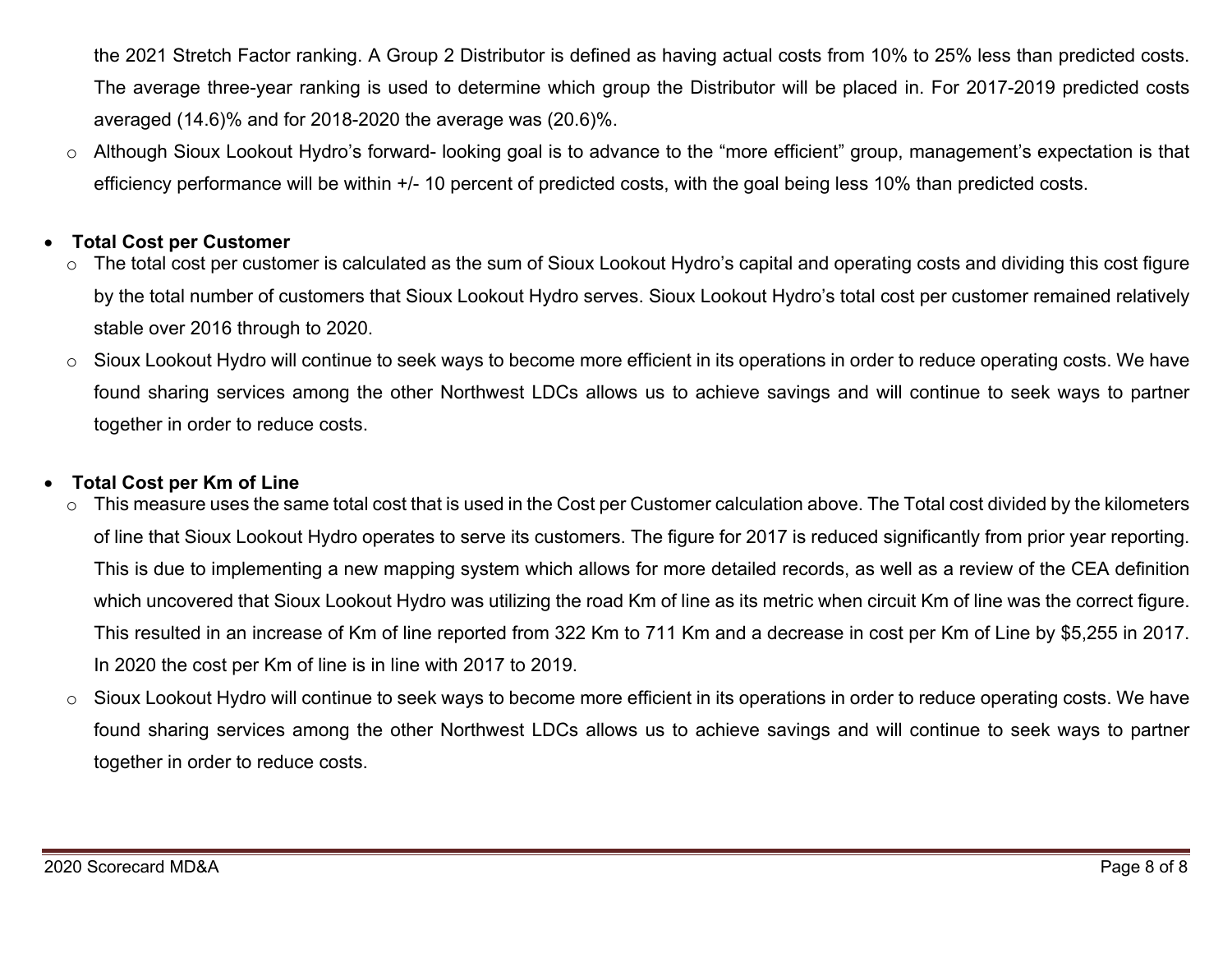the 2021 Stretch Factor ranking. A Group 2 Distributor is defined as having actual costs from 10% to 25% less than predicted costs. The average three-year ranking is used to determine which group the Distributor will be placed in. For 2017-2019 predicted costs averaged (14.6)% and for 2018-2020 the average was (20.6)%.

- Although Sioux Lookout Hydro's forward- looking goal is to advance to the "more efficient" group, management's expectation is that efficiency performance will be within +/- 10 percent of predicted costs, with the goal being less 10% than predicted costs.

- **Total Cost per Customer**
  - The total cost per customer is calculated as the sum of Sioux Lookout Hydro's capital and operating costs and dividing this cost figure by the total number of customers that Sioux Lookout Hydro serves. Sioux Lookout Hydro's total cost per customer remained relatively stable over 2016 through to 2020.
  - Sioux Lookout Hydro will continue to seek ways to become more efficient in its operations in order to reduce operating costs. We have found sharing services among the other Northwest LDCs allows us to achieve savings and will continue to seek ways to partner together in order to reduce costs.

- **Total Cost per Km of Line**
  - This measure uses the same total cost that is used in the Cost per Customer calculation above. The Total cost divided by the kilometers of line that Sioux Lookout Hydro operates to serve its customers. The figure for 2017 is reduced significantly from prior year reporting. This is due to implementing a new mapping system which allows for more detailed records, as well as a review of the CEA definition which uncovered that Sioux Lookout Hydro was utilizing the road Km of line as its metric when circuit Km of line was the correct figure. This resulted in an increase of Km of line reported from 322 Km to 711 Km and a decrease in cost per Km of Line by $5,255 in 2017. In 2020 the cost per Km of line is in line with 2017 to 2019.
  - Sioux Lookout Hydro will continue to seek ways to become more efficient in its operations in order to reduce operating costs. We have found sharing services among the other Northwest LDCs allows us to achieve savings and will continue to seek ways to partner together in order to reduce costs.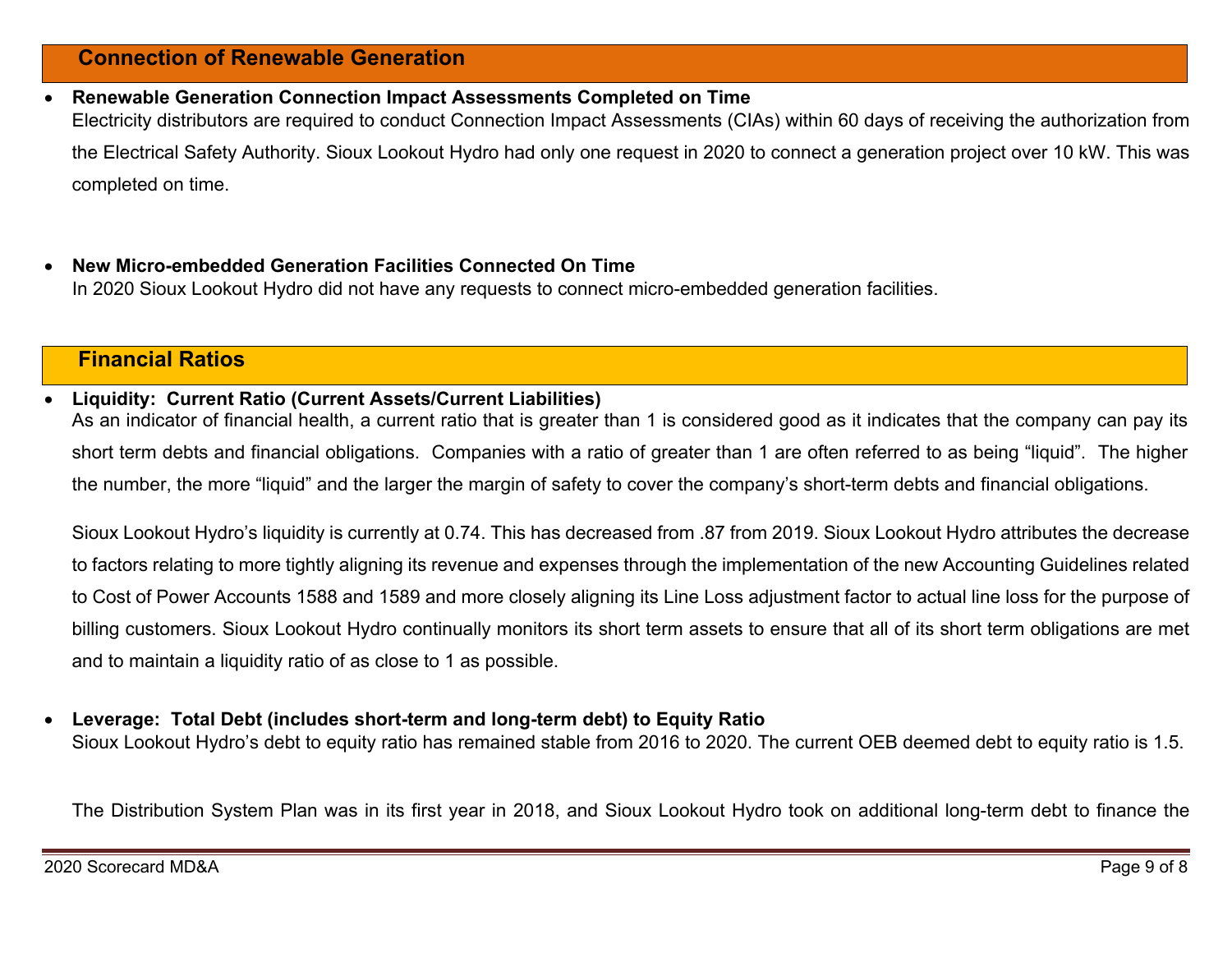## Connection of Renewable Generation

- **Renewable Generation Connection Impact Assessments Completed on Time**
  Electricity distributors are required to conduct Connection Impact Assessments (CIAs) within 60 days of receiving the authorization from the Electrical Safety Authority. Sioux Lookout Hydro had only one request in 2020 to connect a generation project over 10 kW. This was completed on time.

- **New Micro-embedded Generation Facilities Connected On Time**
  In 2020 Sioux Lookout Hydro did not have any requests to connect micro-embedded generation facilities.

## Financial Ratios

- **Liquidity: Current Ratio (Current Assets/Current Liabilities)**
  As an indicator of financial health, a current ratio that is greater than 1 is considered good as it indicates that the company can pay its short term debts and financial obligations. Companies with a ratio of greater than 1 are often referred to as being "liquid". The higher the number, the more "liquid" and the larger the margin of safety to cover the company's short-term debts and financial obligations.

  Sioux Lookout Hydro's liquidity is currently at 0.74. This has decreased from .87 from 2019. Sioux Lookout Hydro attributes the decrease to factors relating to more tightly aligning its revenue and expenses through the implementation of the new Accounting Guidelines related to Cost of Power Accounts 1588 and 1589 and more closely aligning its Line Loss adjustment factor to actual line loss for the purpose of billing customers. Sioux Lookout Hydro continually monitors its short term assets to ensure that all of its short term obligations are met and to maintain a liquidity ratio of as close to 1 as possible.

- **Leverage: Total Debt (includes short-term and long-term debt) to Equity Ratio**
  Sioux Lookout Hydro's debt to equity ratio has remained stable from 2016 to 2020. The current OEB deemed debt to equity ratio is 1.5.

  The Distribution System Plan was in its first year in 2018, and Sioux Lookout Hydro took on additional long-term debt to finance the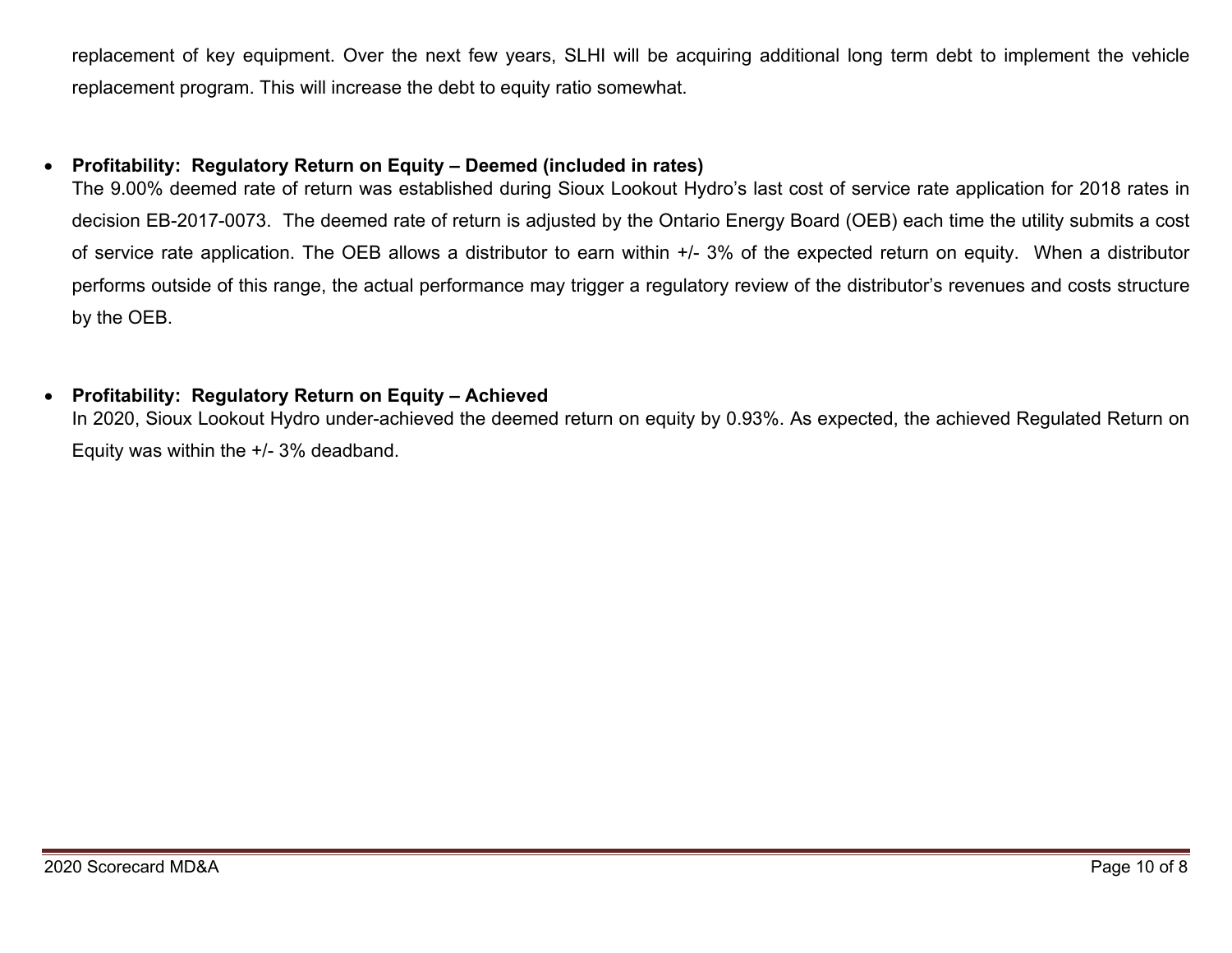replacement of key equipment. Over the next few years, SLHI will be acquiring additional long term debt to implement the vehicle replacement program. This will increase the debt to equity ratio somewhat.

- **Profitability: Regulatory Return on Equity – Deemed (included in rates)**
  The 9.00% deemed rate of return was established during Sioux Lookout Hydro's last cost of service rate application for 2018 rates in decision EB-2017-0073. The deemed rate of return is adjusted by the Ontario Energy Board (OEB) each time the utility submits a cost of service rate application. The OEB allows a distributor to earn within +/- 3% of the expected return on equity. When a distributor performs outside of this range, the actual performance may trigger a regulatory review of the distributor's revenues and costs structure by the OEB.

- **Profitability: Regulatory Return on Equity – Achieved**
  In 2020, Sioux Lookout Hydro under-achieved the deemed return on equity by 0.93%. As expected, the achieved Regulated Return on Equity was within the +/- 3% deadband.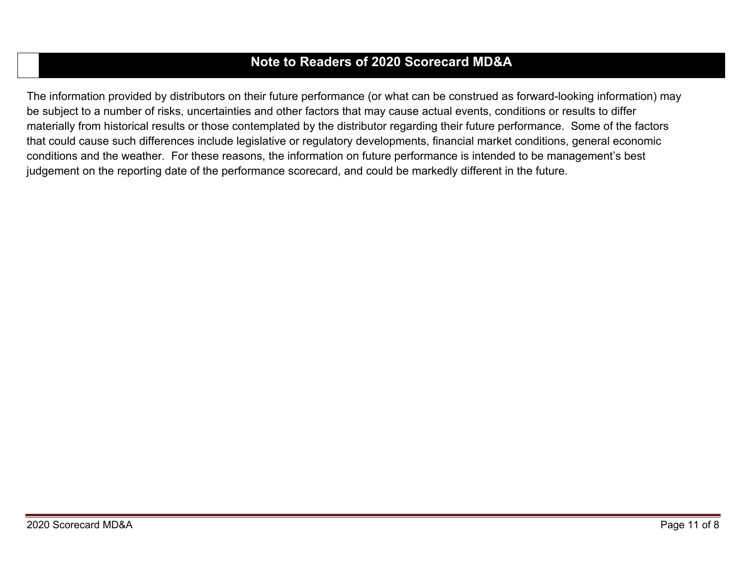## Note to Readers of 2020 Scorecard MD&A

The information provided by distributors on their future performance (or what can be construed as forward-looking information) may be subject to a number of risks, uncertainties and other factors that may cause actual events, conditions or results to differ materially from historical results or those contemplated by the distributor regarding their future performance. Some of the factors that could cause such differences include legislative or regulatory developments, financial market conditions, general economic conditions and the weather. For these reasons, the information on future performance is intended to be management's best judgement on the reporting date of the performance scorecard, and could be markedly different in the future.